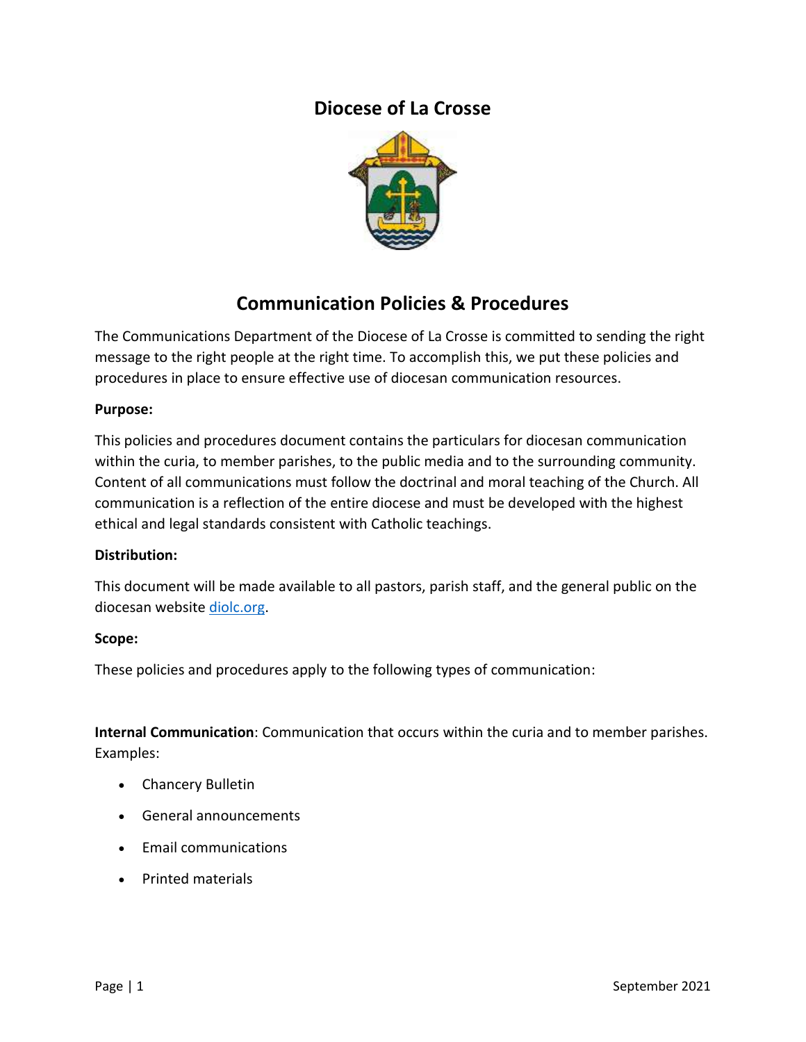# Diocese of La Crosse

## Communication Policies & Procedures

The Communications Department of the Diocese of La Crosse is committed to sending the right message to the right people at the right time. To accomplish this, we put these policies and procedures in place to ensure effective use of diocesan communication resources.

**Purpose:**

This policies and procedures document contains the particulars for diocesan communication within the curia, to member parishes, to the public media and to the surrounding community. Content of all communications must follow the doctrinal and moral teaching of the Church. All communication is a reflection of the entire diocese and must be developed with the highest ethical and legal standards consistent with Catholic teachings.

**Distribution:**

This document will be made available to all pastors, parish staff, and the general public on the diocesan website [diolc.org](diolc.org).

**Scope:**

These policies and procedures apply to the following types of communication:

**Internal Communication**: Communication that occurs within the curia and to member parishes. Examples:

- Chancery Bulletin
- General announcements
- Email communications
- Printed materials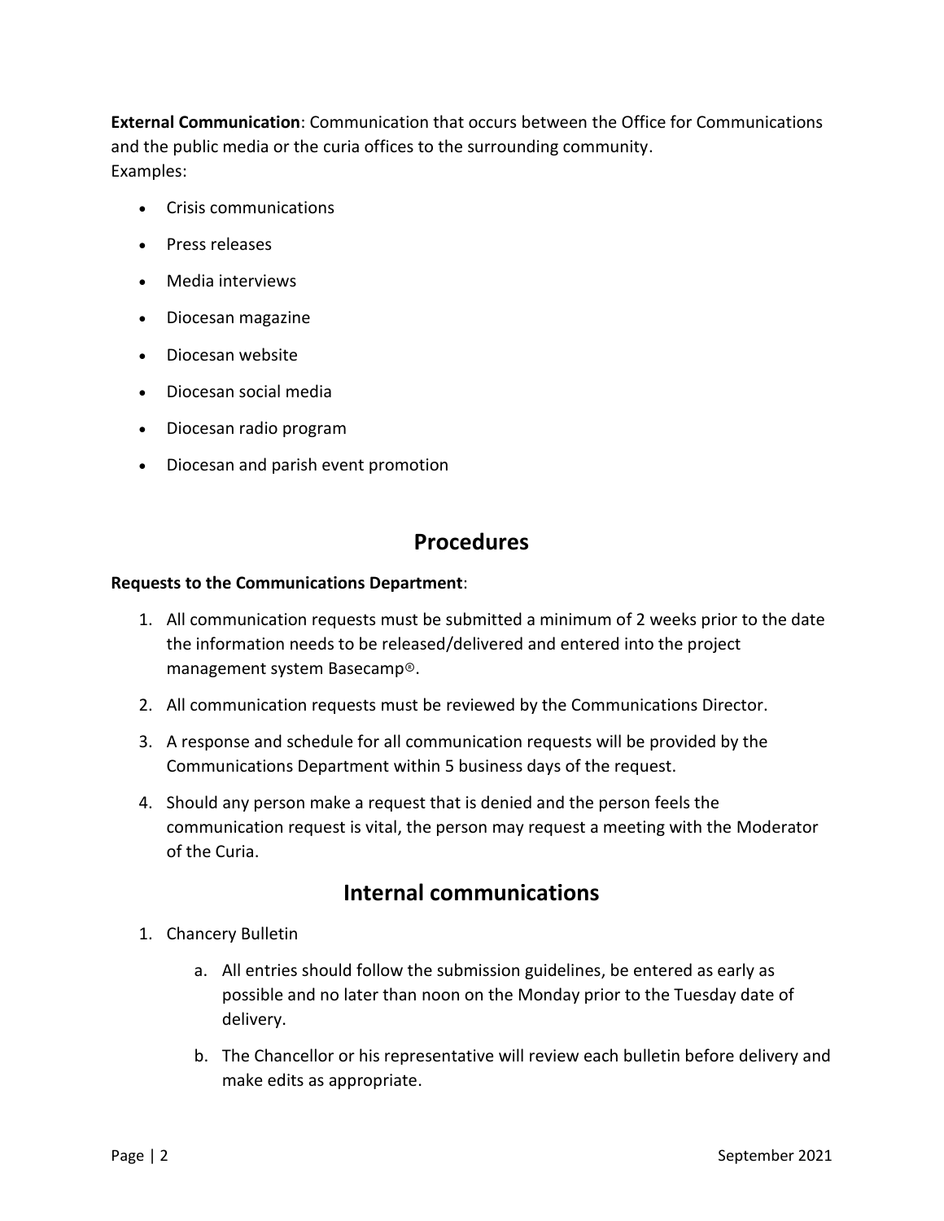**External Communication**: Communication that occurs between the Office for Communications and the public media or the curia offices to the surrounding community.
Examples:

- Crisis communications
- Press releases
- Media interviews
- Diocesan magazine
- Diocesan website
- Diocesan social media
- Diocesan radio program
- Diocesan and parish event promotion

## Procedures

**Requests to the Communications Department**:

1. All communication requests must be submitted a minimum of 2 weeks prior to the date the information needs to be released/delivered and entered into the project management system Basecamp®.
2. All communication requests must be reviewed by the Communications Director.
3. A response and schedule for all communication requests will be provided by the Communications Department within 5 business days of the request.
4. Should any person make a request that is denied and the person feels the communication request is vital, the person may request a meeting with the Moderator of the Curia.

## Internal communications

1. Chancery Bulletin
    a. All entries should follow the submission guidelines, be entered as early as possible and no later than noon on the Monday prior to the Tuesday date of delivery.
    b. The Chancellor or his representative will review each bulletin before delivery and make edits as appropriate.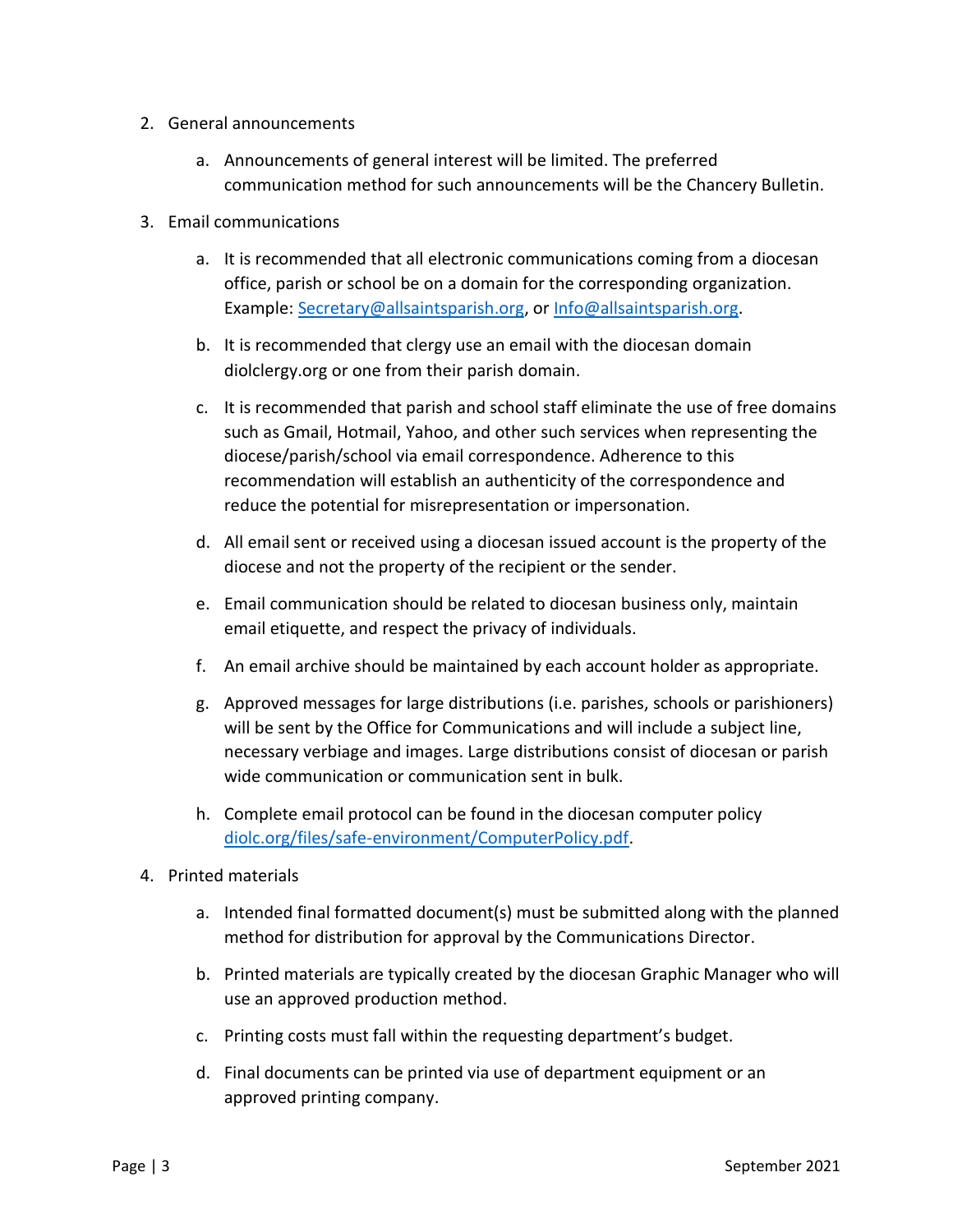2. General announcements

    a. Announcements of general interest will be limited. The preferred communication method for such announcements will be the Chancery Bulletin.

3. Email communications

    a. It is recommended that all electronic communications coming from a diocesan office, parish or school be on a domain for the corresponding organization. Example: [Secretary@allsaintsparish.org](mailto:Secretary@allsaintsparish.org), or [Info@allsaintsparish.org](mailto:Info@allsaintsparish.org).

    b. It is recommended that clergy use an email with the diocesan domain diolclergy.org or one from their parish domain.

    c. It is recommended that parish and school staff eliminate the use of free domains such as Gmail, Hotmail, Yahoo, and other such services when representing the diocese/parish/school via email correspondence. Adherence to this recommendation will establish an authenticity of the correspondence and reduce the potential for misrepresentation or impersonation.

    d. All email sent or received using a diocesan issued account is the property of the diocese and not the property of the recipient or the sender.

    e. Email communication should be related to diocesan business only, maintain email etiquette, and respect the privacy of individuals.

    f. An email archive should be maintained by each account holder as appropriate.

    g. Approved messages for large distributions (i.e. parishes, schools or parishioners) will be sent by the Office for Communications and will include a subject line, necessary verbiage and images. Large distributions consist of diocesan or parish wide communication or communication sent in bulk.

    h. Complete email protocol can be found in the diocesan computer policy [diolc.org/files/safe-environment/ComputerPolicy.pdf](diolc.org/files/safe-environment/ComputerPolicy.pdf).

4. Printed materials

    a. Intended final formatted document(s) must be submitted along with the planned method for distribution for approval by the Communications Director.

    b. Printed materials are typically created by the diocesan Graphic Manager who will use an approved production method.

    c. Printing costs must fall within the requesting department's budget.

    d. Final documents can be printed via use of department equipment or an approved printing company.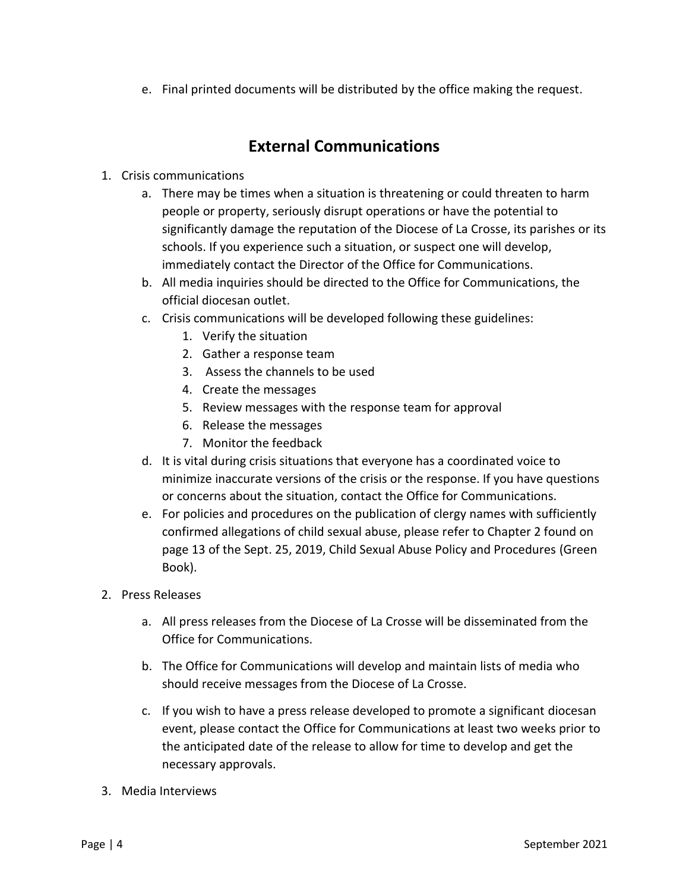e. Final printed documents will be distributed by the office making the request.

## External Communications

1. Crisis communications
    a. There may be times when a situation is threatening or could threaten to harm people or property, seriously disrupt operations or have the potential to significantly damage the reputation of the Diocese of La Crosse, its parishes or its schools. If you experience such a situation, or suspect one will develop, immediately contact the Director of the Office for Communications.
    b. All media inquiries should be directed to the Office for Communications, the official diocesan outlet.
    c. Crisis communications will be developed following these guidelines:
        1. Verify the situation
        2. Gather a response team
        3. Assess the channels to be used
        4. Create the messages
        5. Review messages with the response team for approval
        6. Release the messages
        7. Monitor the feedback
    d. It is vital during crisis situations that everyone has a coordinated voice to minimize inaccurate versions of the crisis or the response. If you have questions or concerns about the situation, contact the Office for Communications.
    e. For policies and procedures on the publication of clergy names with sufficiently confirmed allegations of child sexual abuse, please refer to Chapter 2 found on page 13 of the Sept. 25, 2019, Child Sexual Abuse Policy and Procedures (Green Book).

2. Press Releases
    a. All press releases from the Diocese of La Crosse will be disseminated from the Office for Communications.
    b. The Office for Communications will develop and maintain lists of media who should receive messages from the Diocese of La Crosse.
    c. If you wish to have a press release developed to promote a significant diocesan event, please contact the Office for Communications at least two weeks prior to the anticipated date of the release to allow for time to develop and get the necessary approvals.

3. Media Interviews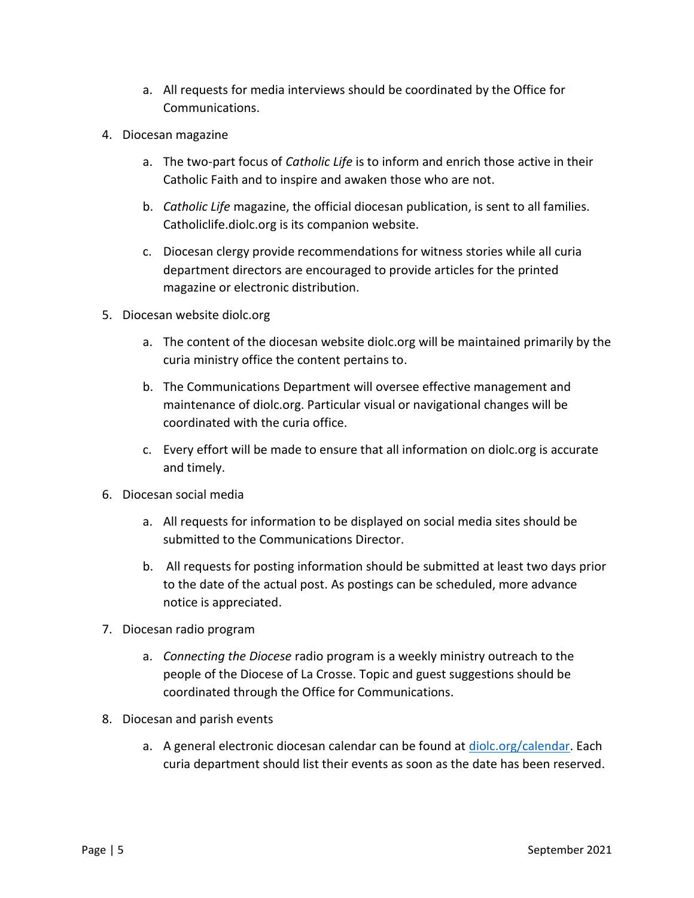a. All requests for media interviews should be coordinated by the Office for Communications.

4. Diocesan magazine

   a. The two-part focus of *Catholic Life* is to inform and enrich those active in their Catholic Faith and to inspire and awaken those who are not.

   b. *Catholic Life* magazine, the official diocesan publication, is sent to all families. Catholiclife.diolc.org is its companion website.

   c. Diocesan clergy provide recommendations for witness stories while all curia department directors are encouraged to provide articles for the printed magazine or electronic distribution.

5. Diocesan website diolc.org

   a. The content of the diocesan website diolc.org will be maintained primarily by the curia ministry office the content pertains to.

   b. The Communications Department will oversee effective management and maintenance of diolc.org. Particular visual or navigational changes will be coordinated with the curia office.

   c. Every effort will be made to ensure that all information on diolc.org is accurate and timely.

6. Diocesan social media

   a. All requests for information to be displayed on social media sites should be submitted to the Communications Director.

   b. All requests for posting information should be submitted at least two days prior to the date of the actual post. As postings can be scheduled, more advance notice is appreciated.

7. Diocesan radio program

   a. *Connecting the Diocese* radio program is a weekly ministry outreach to the people of the Diocese of La Crosse. Topic and guest suggestions should be coordinated through the Office for Communications.

8. Diocesan and parish events

   a. A general electronic diocesan calendar can be found at [diolc.org/calendar](diolc.org/calendar). Each curia department should list their events as soon as the date has been reserved.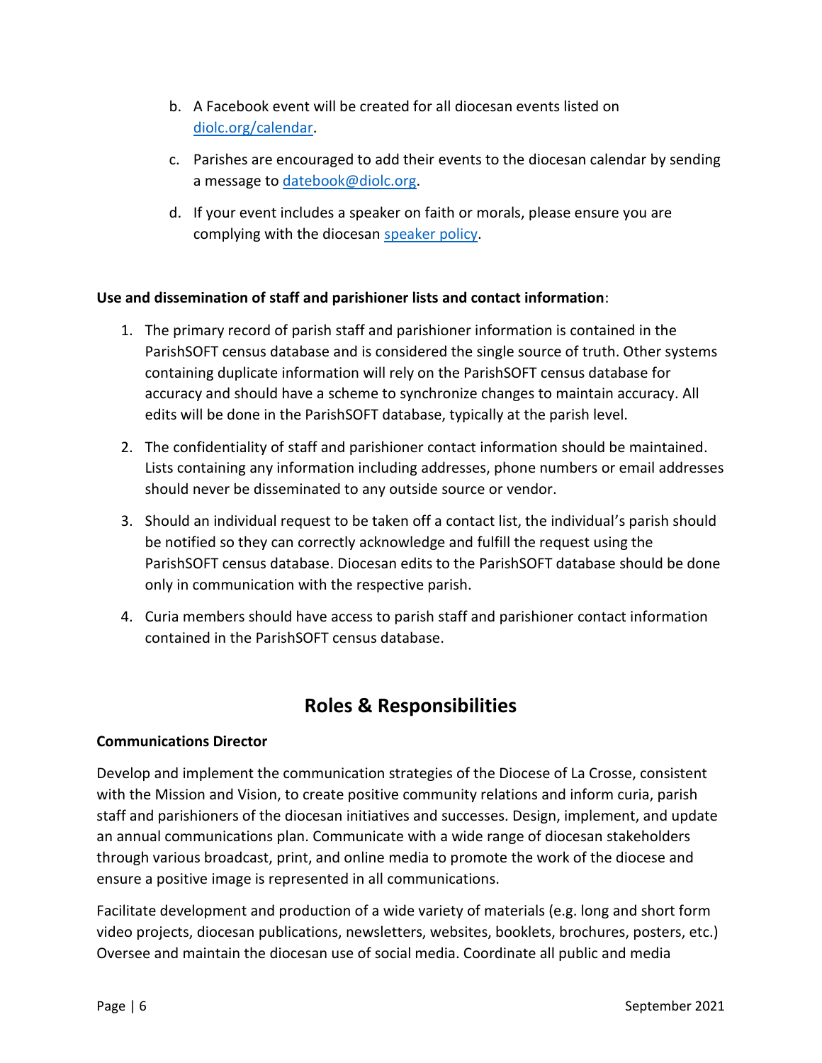b. A Facebook event will be created for all diocesan events listed on [diolc.org/calendar](diolc.org/calendar).

c. Parishes are encouraged to add their events to the diocesan calendar by sending a message to [datebook@diolc.org](mailto:datebook@diolc.org).

d. If your event includes a speaker on faith or morals, please ensure you are complying with the diocesan speaker policy.

**Use and dissemination of staff and parishioner lists and contact information**:

1. The primary record of parish staff and parishioner information is contained in the ParishSOFT census database and is considered the single source of truth. Other systems containing duplicate information will rely on the ParishSOFT census database for accuracy and should have a scheme to synchronize changes to maintain accuracy. All edits will be done in the ParishSOFT database, typically at the parish level.
2. The confidentiality of staff and parishioner contact information should be maintained. Lists containing any information including addresses, phone numbers or email addresses should never be disseminated to any outside source or vendor.
3. Should an individual request to be taken off a contact list, the individual's parish should be notified so they can correctly acknowledge and fulfill the request using the ParishSOFT census database. Diocesan edits to the ParishSOFT database should be done only in communication with the respective parish.
4. Curia members should have access to parish staff and parishioner contact information contained in the ParishSOFT census database.

## Roles & Responsibilities

**Communications Director**

Develop and implement the communication strategies of the Diocese of La Crosse, consistent with the Mission and Vision, to create positive community relations and inform curia, parish staff and parishioners of the diocesan initiatives and successes. Design, implement, and update an annual communications plan. Communicate with a wide range of diocesan stakeholders through various broadcast, print, and online media to promote the work of the diocese and ensure a positive image is represented in all communications.

Facilitate development and production of a wide variety of materials (e.g. long and short form video projects, diocesan publications, newsletters, websites, booklets, brochures, posters, etc.) Oversee and maintain the diocesan use of social media. Coordinate all public and media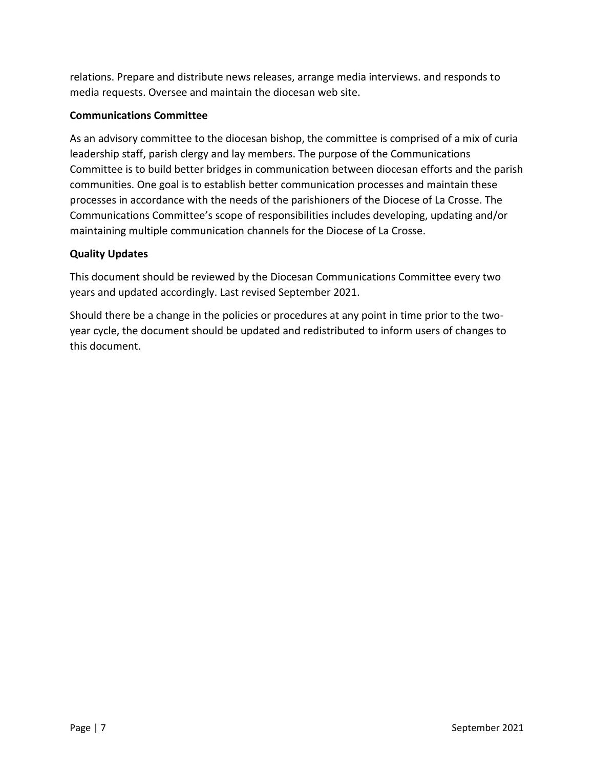relations. Prepare and distribute news releases, arrange media interviews. and responds to media requests. Oversee and maintain the diocesan web site.

**Communications Committee**

As an advisory committee to the diocesan bishop, the committee is comprised of a mix of curia leadership staff, parish clergy and lay members. The purpose of the Communications Committee is to build better bridges in communication between diocesan efforts and the parish communities. One goal is to establish better communication processes and maintain these processes in accordance with the needs of the parishioners of the Diocese of La Crosse. The Communications Committee's scope of responsibilities includes developing, updating and/or maintaining multiple communication channels for the Diocese of La Crosse.

**Quality Updates**

This document should be reviewed by the Diocesan Communications Committee every two years and updated accordingly. Last revised September 2021.

Should there be a change in the policies or procedures at any point in time prior to the two-year cycle, the document should be updated and redistributed to inform users of changes to this document.